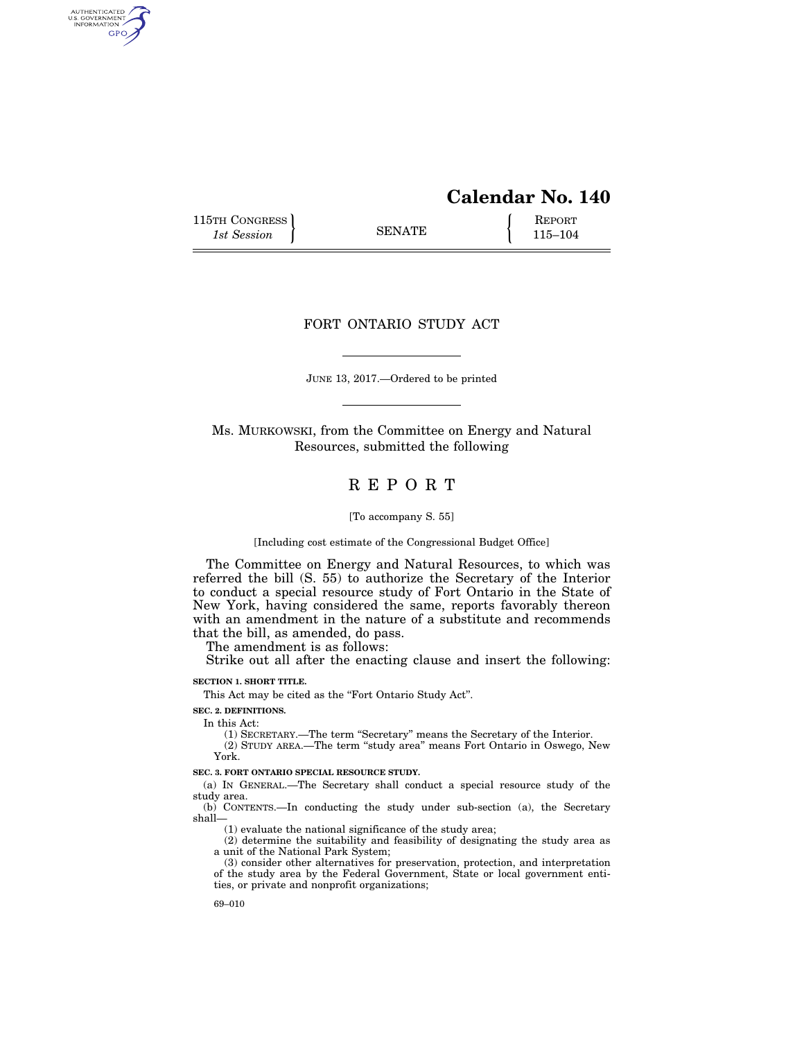# Calendar No. 140

115TH CONGRESS
*1st Session*

SENATE

REPORT
115–104

## FORT ONTARIO STUDY ACT

JUNE 13, 2017.—Ordered to be printed

Ms. MURKOWSKI, from the Committee on Energy and Natural Resources, submitted the following

## REPORT

[To accompany S. 55]

[Including cost estimate of the Congressional Budget Office]

The Committee on Energy and Natural Resources, to which was referred the bill (S. 55) to authorize the Secretary of the Interior to conduct a special resource study of Fort Ontario in the State of New York, having considered the same, reports favorably thereon with an amendment in the nature of a substitute and recommends that the bill, as amended, do pass.

The amendment is as follows:

Strike out all after the enacting clause and insert the following:

**SECTION 1. SHORT TITLE.**

This Act may be cited as the "Fort Ontario Study Act".

**SEC. 2. DEFINITIONS.**

In this Act:

(1) SECRETARY.—The term "Secretary" means the Secretary of the Interior.

(2) STUDY AREA.—The term "study area" means Fort Ontario in Oswego, New York.

**SEC. 3. FORT ONTARIO SPECIAL RESOURCE STUDY.**

(a) IN GENERAL.—The Secretary shall conduct a special resource study of the study area.

(b) CONTENTS.—In conducting the study under sub-section (a), the Secretary shall—

(1) evaluate the national significance of the study area;

(2) determine the suitability and feasibility of designating the study area as a unit of the National Park System;

(3) consider other alternatives for preservation, protection, and interpretation of the study area by the Federal Government, State or local government entities, or private and nonprofit organizations;

69–010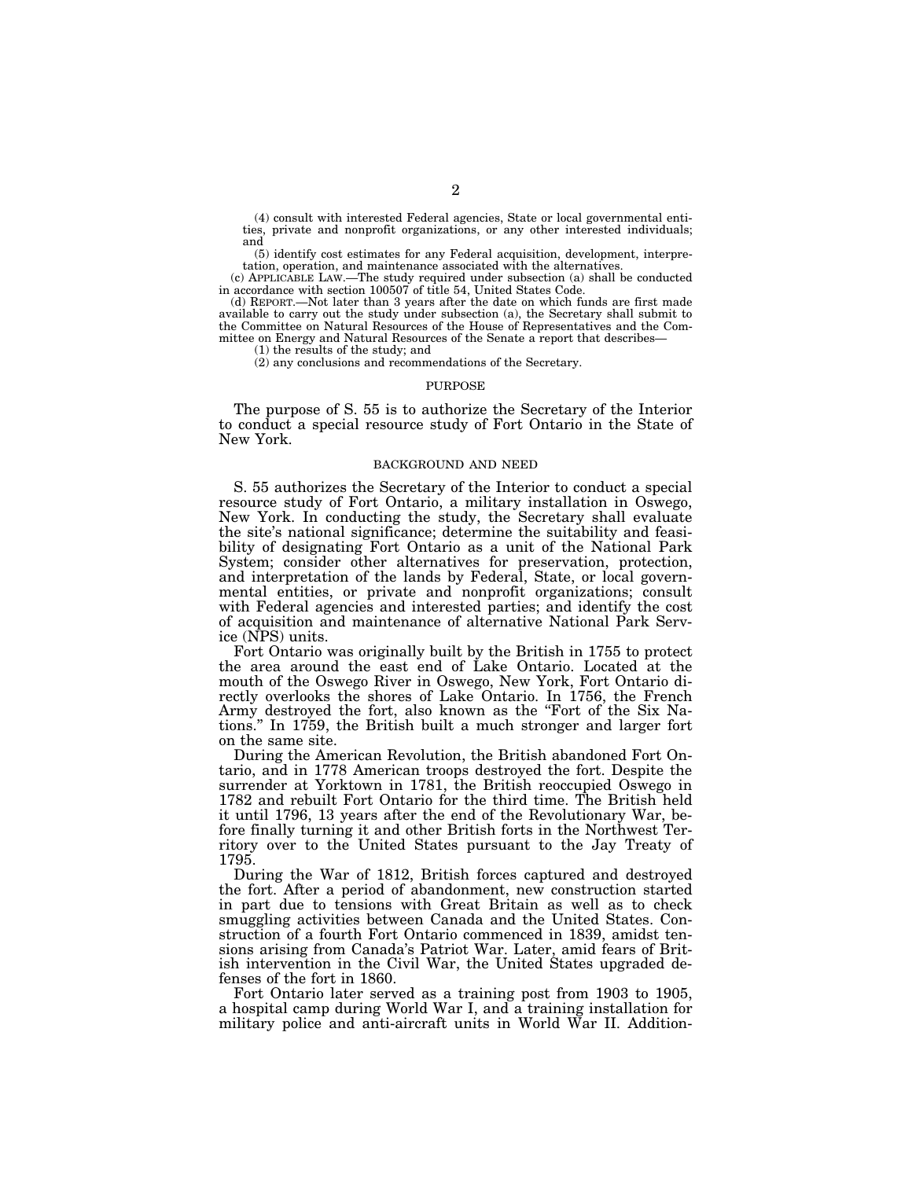(4) consult with interested Federal agencies, State or local governmental entities, private and nonprofit organizations, or any other interested individuals; and

(5) identify cost estimates for any Federal acquisition, development, interpretation, operation, and maintenance associated with the alternatives.

(c) APPLICABLE LAW.—The study required under subsection (a) shall be conducted in accordance with section 100507 of title 54, United States Code.

(d) REPORT.—Not later than 3 years after the date on which funds are first made available to carry out the study under subsection (a), the Secretary shall submit to the Committee on Natural Resources of the House of Representatives and the Committee on Energy and Natural Resources of the Senate a report that describes—

(1) the results of the study; and

(2) any conclusions and recommendations of the Secretary.

## PURPOSE

The purpose of S. 55 is to authorize the Secretary of the Interior to conduct a special resource study of Fort Ontario in the State of New York.

## BACKGROUND AND NEED

S. 55 authorizes the Secretary of the Interior to conduct a special resource study of Fort Ontario, a military installation in Oswego, New York. In conducting the study, the Secretary shall evaluate the site's national significance; determine the suitability and feasibility of designating Fort Ontario as a unit of the National Park System; consider other alternatives for preservation, protection, and interpretation of the lands by Federal, State, or local governmental entities, or private and nonprofit organizations; consult with Federal agencies and interested parties; and identify the cost of acquisition and maintenance of alternative National Park Service (NPS) units.

Fort Ontario was originally built by the British in 1755 to protect the area around the east end of Lake Ontario. Located at the mouth of the Oswego River in Oswego, New York, Fort Ontario directly overlooks the shores of Lake Ontario. In 1756, the French Army destroyed the fort, also known as the "Fort of the Six Nations." In 1759, the British built a much stronger and larger fort on the same site.

During the American Revolution, the British abandoned Fort Ontario, and in 1778 American troops destroyed the fort. Despite the surrender at Yorktown in 1781, the British reoccupied Oswego in 1782 and rebuilt Fort Ontario for the third time. The British held it until 1796, 13 years after the end of the Revolutionary War, before finally turning it and other British forts in the Northwest Territory over to the United States pursuant to the Jay Treaty of 1795.

During the War of 1812, British forces captured and destroyed the fort. After a period of abandonment, new construction started in part due to tensions with Great Britain as well as to check smuggling activities between Canada and the United States. Construction of a fourth Fort Ontario commenced in 1839, amidst tensions arising from Canada's Patriot War. Later, amid fears of British intervention in the Civil War, the United States upgraded defenses of the fort in 1860.

Fort Ontario later served as a training post from 1903 to 1905, a hospital camp during World War I, and a training installation for military police and anti-aircraft units in World War II. Addition-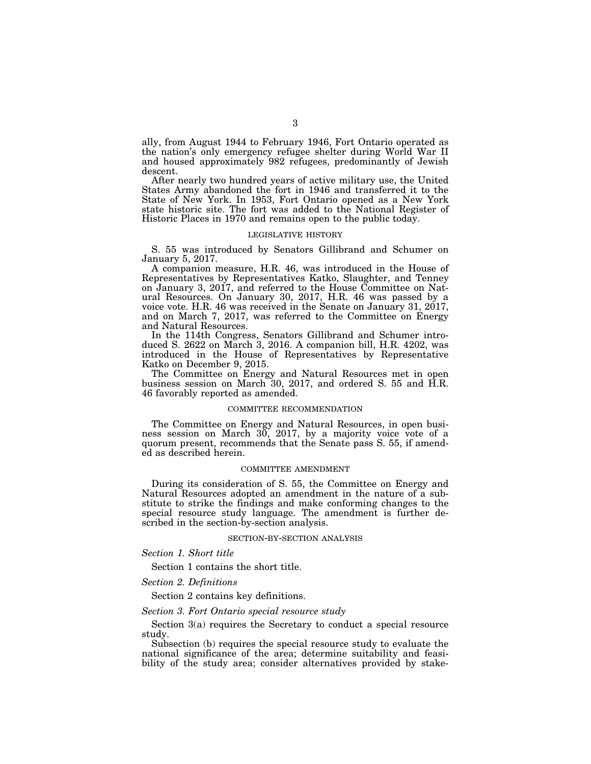ally, from August 1944 to February 1946, Fort Ontario operated as the nation's only emergency refugee shelter during World War II and housed approximately 982 refugees, predominantly of Jewish descent.

After nearly two hundred years of active military use, the United States Army abandoned the fort in 1946 and transferred it to the State of New York. In 1953, Fort Ontario opened as a New York state historic site. The fort was added to the National Register of Historic Places in 1970 and remains open to the public today.

## LEGISLATIVE HISTORY

S. 55 was introduced by Senators Gillibrand and Schumer on January 5, 2017.

A companion measure, H.R. 46, was introduced in the House of Representatives by Representatives Katko, Slaughter, and Tenney on January 3, 2017, and referred to the House Committee on Natural Resources. On January 30, 2017, H.R. 46 was passed by a voice vote. H.R. 46 was received in the Senate on January 31, 2017, and on March 7, 2017, was referred to the Committee on Energy and Natural Resources.

In the 114th Congress, Senators Gillibrand and Schumer introduced S. 2622 on March 3, 2016. A companion bill, H.R. 4202, was introduced in the House of Representatives by Representative Katko on December 9, 2015.

The Committee on Energy and Natural Resources met in open business session on March 30, 2017, and ordered S. 55 and H.R. 46 favorably reported as amended.

## COMMITTEE RECOMMENDATION

The Committee on Energy and Natural Resources, in open business session on March 30, 2017, by a majority voice vote of a quorum present, recommends that the Senate pass S. 55, if amended as described herein.

## COMMITTEE AMENDMENT

During its consideration of S. 55, the Committee on Energy and Natural Resources adopted an amendment in the nature of a substitute to strike the findings and make conforming changes to the special resource study language. The amendment is further described in the section-by-section analysis.

## SECTION-BY-SECTION ANALYSIS

*Section 1. Short title*

Section 1 contains the short title.

*Section 2. Definitions*

Section 2 contains key definitions.

*Section 3. Fort Ontario special resource study*

Section 3(a) requires the Secretary to conduct a special resource study.

Subsection (b) requires the special resource study to evaluate the national significance of the area; determine suitability and feasibility of the study area; consider alternatives provided by stake-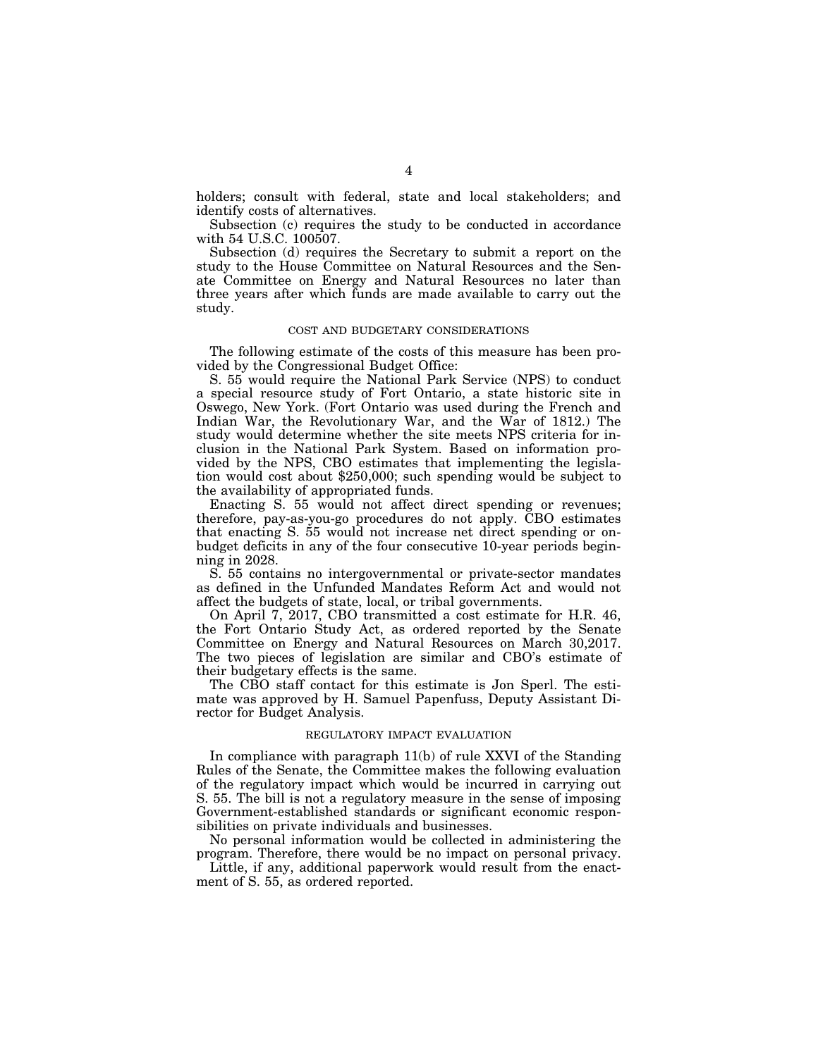holders; consult with federal, state and local stakeholders; and identify costs of alternatives.

Subsection (c) requires the study to be conducted in accordance with 54 U.S.C. 100507.

Subsection (d) requires the Secretary to submit a report on the study to the House Committee on Natural Resources and the Senate Committee on Energy and Natural Resources no later than three years after which funds are made available to carry out the study.

## COST AND BUDGETARY CONSIDERATIONS

The following estimate of the costs of this measure has been provided by the Congressional Budget Office:

S. 55 would require the National Park Service (NPS) to conduct a special resource study of Fort Ontario, a state historic site in Oswego, New York. (Fort Ontario was used during the French and Indian War, the Revolutionary War, and the War of 1812.) The study would determine whether the site meets NPS criteria for inclusion in the National Park System. Based on information provided by the NPS, CBO estimates that implementing the legislation would cost about $250,000; such spending would be subject to the availability of appropriated funds.

Enacting S. 55 would not affect direct spending or revenues; therefore, pay-as-you-go procedures do not apply. CBO estimates that enacting S. 55 would not increase net direct spending or on-budget deficits in any of the four consecutive 10-year periods beginning in 2028.

S. 55 contains no intergovernmental or private-sector mandates as defined in the Unfunded Mandates Reform Act and would not affect the budgets of state, local, or tribal governments.

On April 7, 2017, CBO transmitted a cost estimate for H.R. 46, the Fort Ontario Study Act, as ordered reported by the Senate Committee on Energy and Natural Resources on March 30,2017. The two pieces of legislation are similar and CBO's estimate of their budgetary effects is the same.

The CBO staff contact for this estimate is Jon Sperl. The estimate was approved by H. Samuel Papenfuss, Deputy Assistant Director for Budget Analysis.

## REGULATORY IMPACT EVALUATION

In compliance with paragraph 11(b) of rule XXVI of the Standing Rules of the Senate, the Committee makes the following evaluation of the regulatory impact which would be incurred in carrying out S. 55. The bill is not a regulatory measure in the sense of imposing Government-established standards or significant economic responsibilities on private individuals and businesses.

No personal information would be collected in administering the program. Therefore, there would be no impact on personal privacy.

Little, if any, additional paperwork would result from the enactment of S. 55, as ordered reported.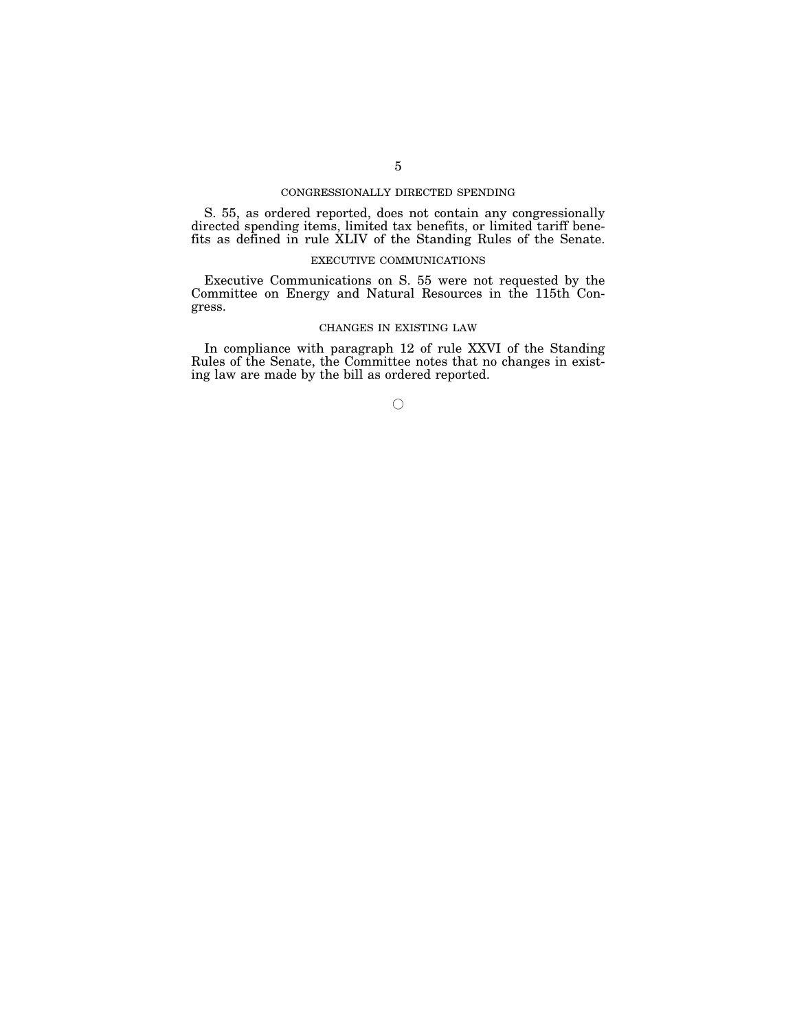## CONGRESSIONALLY DIRECTED SPENDING

S. 55, as ordered reported, does not contain any congressionally directed spending items, limited tax benefits, or limited tariff benefits as defined in rule XLIV of the Standing Rules of the Senate.

## EXECUTIVE COMMUNICATIONS

Executive Communications on S. 55 were not requested by the Committee on Energy and Natural Resources in the 115th Congress.

## CHANGES IN EXISTING LAW

In compliance with paragraph 12 of rule XXVI of the Standing Rules of the Senate, the Committee notes that no changes in existing law are made by the bill as ordered reported.

○